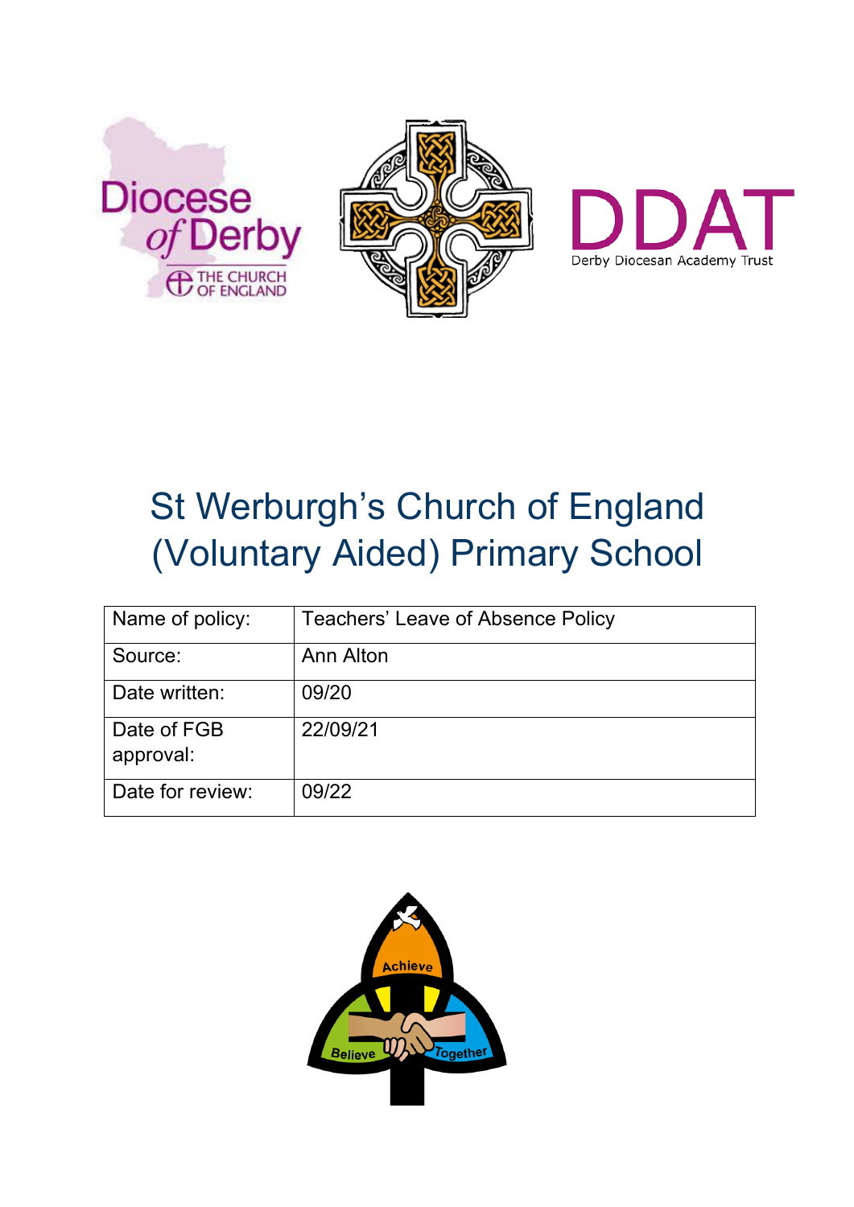# St Werburgh's Church of England (Voluntary Aided) Primary School

| Name of policy: | Teachers' Leave of Absence Policy |
|---|---|
| Source: | Ann Alton |
| Date written: | 09/20 |
| Date of FGB approval: | 22/09/21 |
| Date for review: | 09/22 |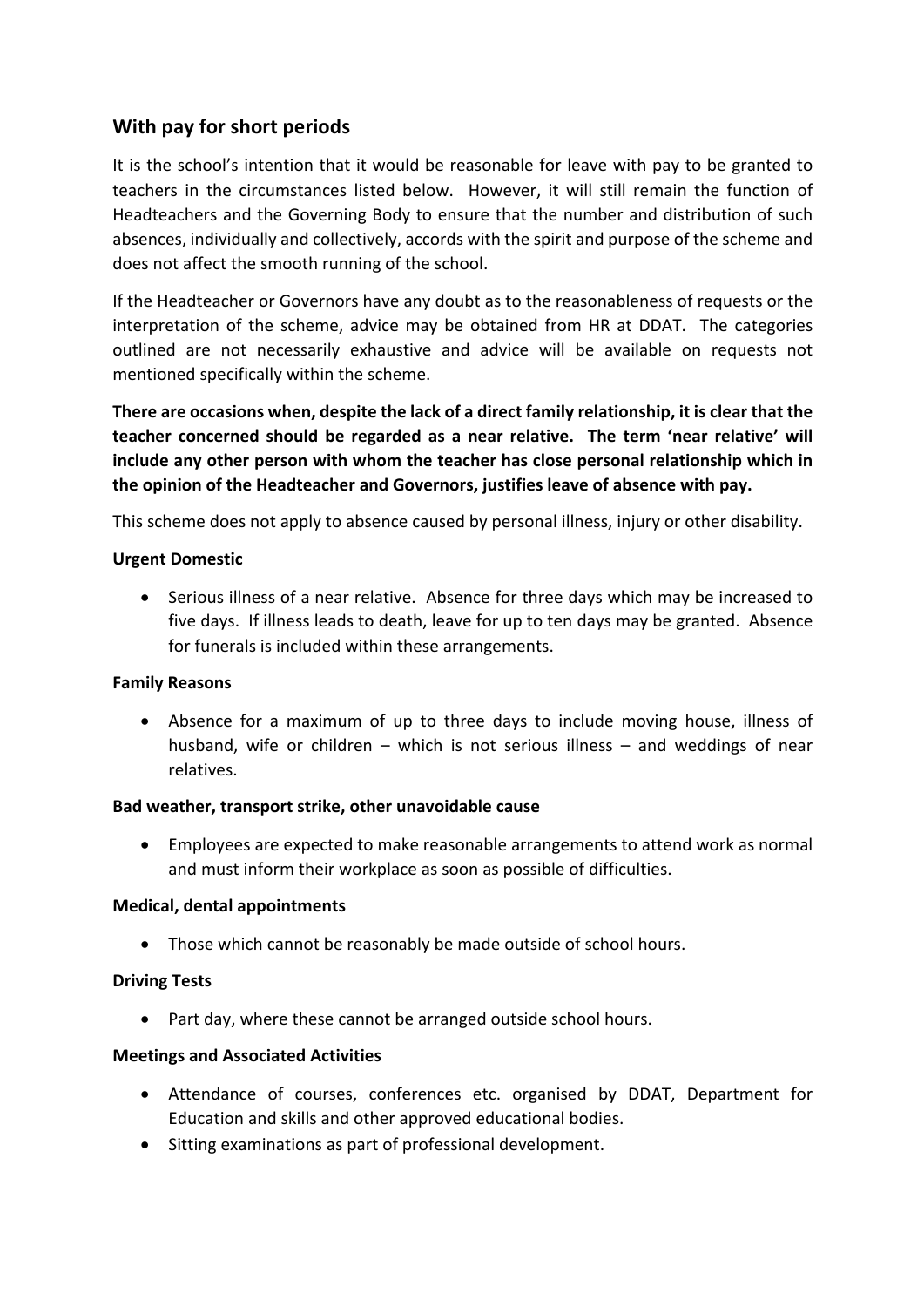## With pay for short periods

It is the school's intention that it would be reasonable for leave with pay to be granted to teachers in the circumstances listed below. However, it will still remain the function of Headteachers and the Governing Body to ensure that the number and distribution of such absences, individually and collectively, accords with the spirit and purpose of the scheme and does not affect the smooth running of the school.

If the Headteacher or Governors have any doubt as to the reasonableness of requests or the interpretation of the scheme, advice may be obtained from HR at DDAT. The categories outlined are not necessarily exhaustive and advice will be available on requests not mentioned specifically within the scheme.

**There are occasions when, despite the lack of a direct family relationship, it is clear that the teacher concerned should be regarded as a near relative. The term 'near relative' will include any other person with whom the teacher has close personal relationship which in the opinion of the Headteacher and Governors, justifies leave of absence with pay.**

This scheme does not apply to absence caused by personal illness, injury or other disability.

**Urgent Domestic**

- Serious illness of a near relative. Absence for three days which may be increased to five days. If illness leads to death, leave for up to ten days may be granted. Absence for funerals is included within these arrangements.

**Family Reasons**

- Absence for a maximum of up to three days to include moving house, illness of husband, wife or children – which is not serious illness – and weddings of near relatives.

**Bad weather, transport strike, other unavoidable cause**

- Employees are expected to make reasonable arrangements to attend work as normal and must inform their workplace as soon as possible of difficulties.

**Medical, dental appointments**

- Those which cannot be reasonably be made outside of school hours.

**Driving Tests**

- Part day, where these cannot be arranged outside school hours.

**Meetings and Associated Activities**

- Attendance of courses, conferences etc. organised by DDAT, Department for Education and skills and other approved educational bodies.
- Sitting examinations as part of professional development.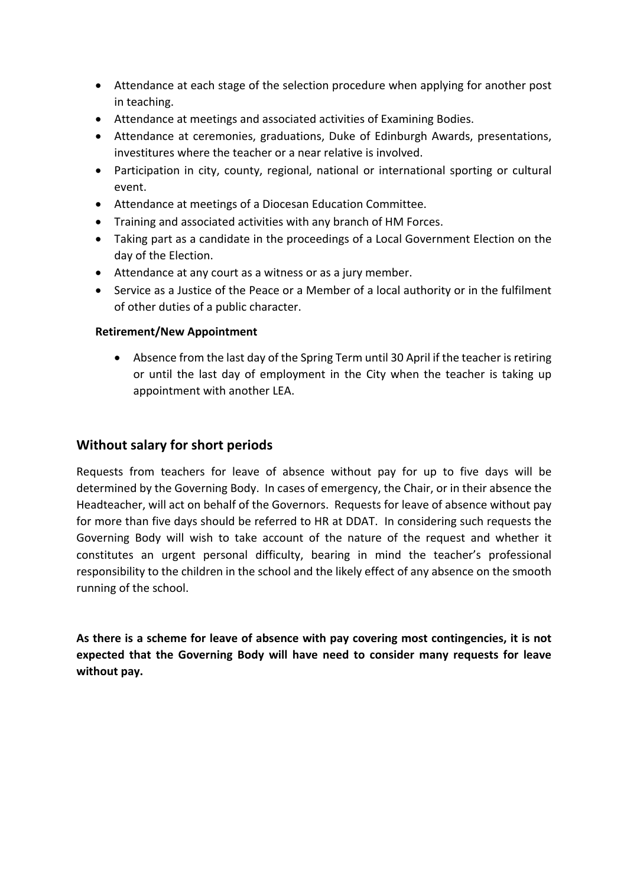- Attendance at each stage of the selection procedure when applying for another post in teaching.
- Attendance at meetings and associated activities of Examining Bodies.
- Attendance at ceremonies, graduations, Duke of Edinburgh Awards, presentations, investitures where the teacher or a near relative is involved.
- Participation in city, county, regional, national or international sporting or cultural event.
- Attendance at meetings of a Diocesan Education Committee.
- Training and associated activities with any branch of HM Forces.
- Taking part as a candidate in the proceedings of a Local Government Election on the day of the Election.
- Attendance at any court as a witness or as a jury member.
- Service as a Justice of the Peace or a Member of a local authority or in the fulfilment of other duties of a public character.

**Retirement/New Appointment**

- Absence from the last day of the Spring Term until 30 April if the teacher is retiring or until the last day of employment in the City when the teacher is taking up appointment with another LEA.

## Without salary for short periods

Requests from teachers for leave of absence without pay for up to five days will be determined by the Governing Body. In cases of emergency, the Chair, or in their absence the Headteacher, will act on behalf of the Governors. Requests for leave of absence without pay for more than five days should be referred to HR at DDAT. In considering such requests the Governing Body will wish to take account of the nature of the request and whether it constitutes an urgent personal difficulty, bearing in mind the teacher's professional responsibility to the children in the school and the likely effect of any absence on the smooth running of the school.

**As there is a scheme for leave of absence with pay covering most contingencies, it is not expected that the Governing Body will have need to consider many requests for leave without pay.**